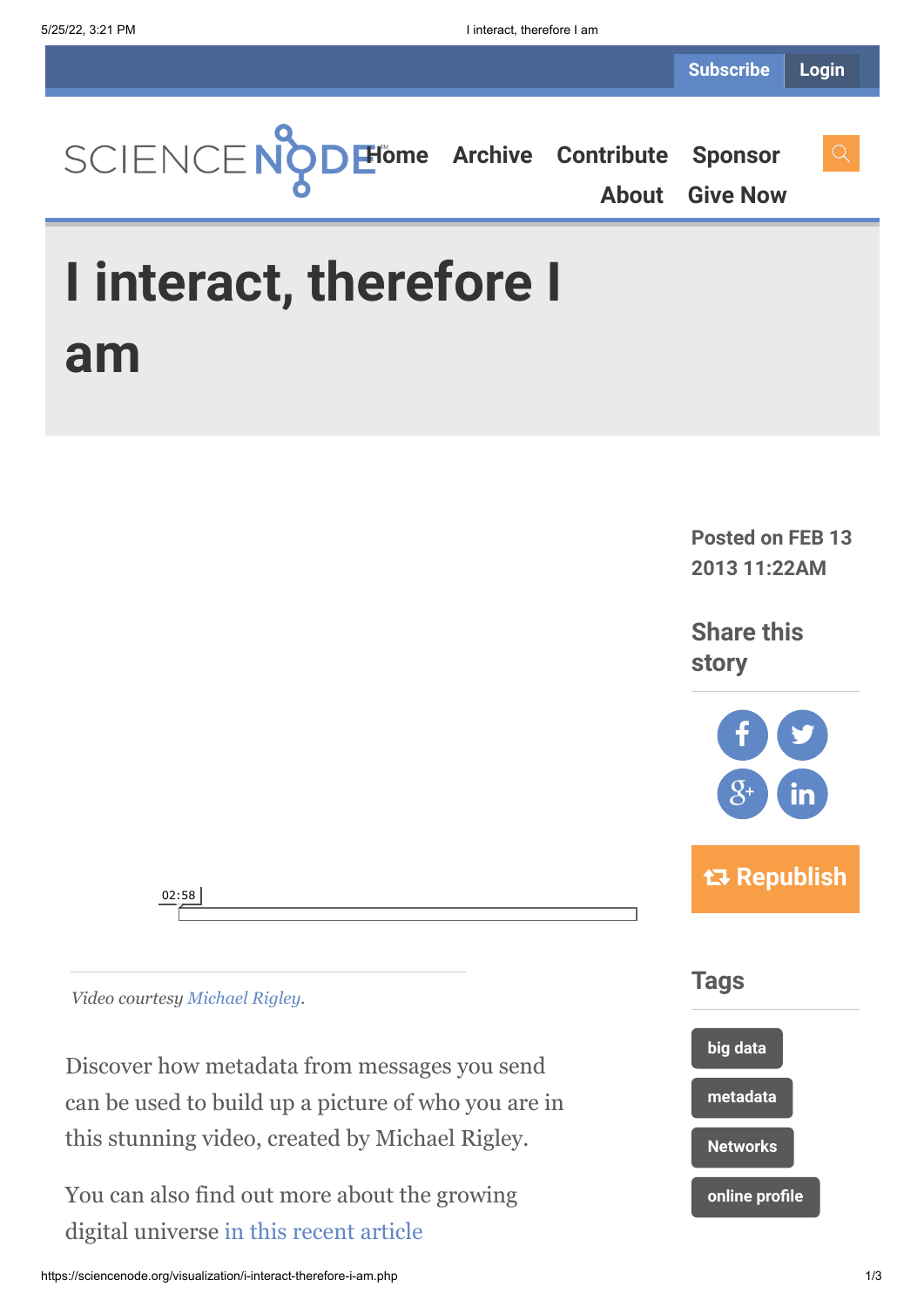Subscribe Login

SCIENCE NODE

Home Archive Contribute Sponsor About Give Now

# I interact, therefore I am

Posted on FEB 13 2013 11:22AM

Share this story

Republish

02:58

*Video courtesy Michael Rigley.*

Discover how metadata from messages you send can be used to build up a picture of who you are in this stunning video, created by Michael Rigley.

You can also find out more about the growing digital universe in this recent article

## Tags

big data

metadata

Networks

online profile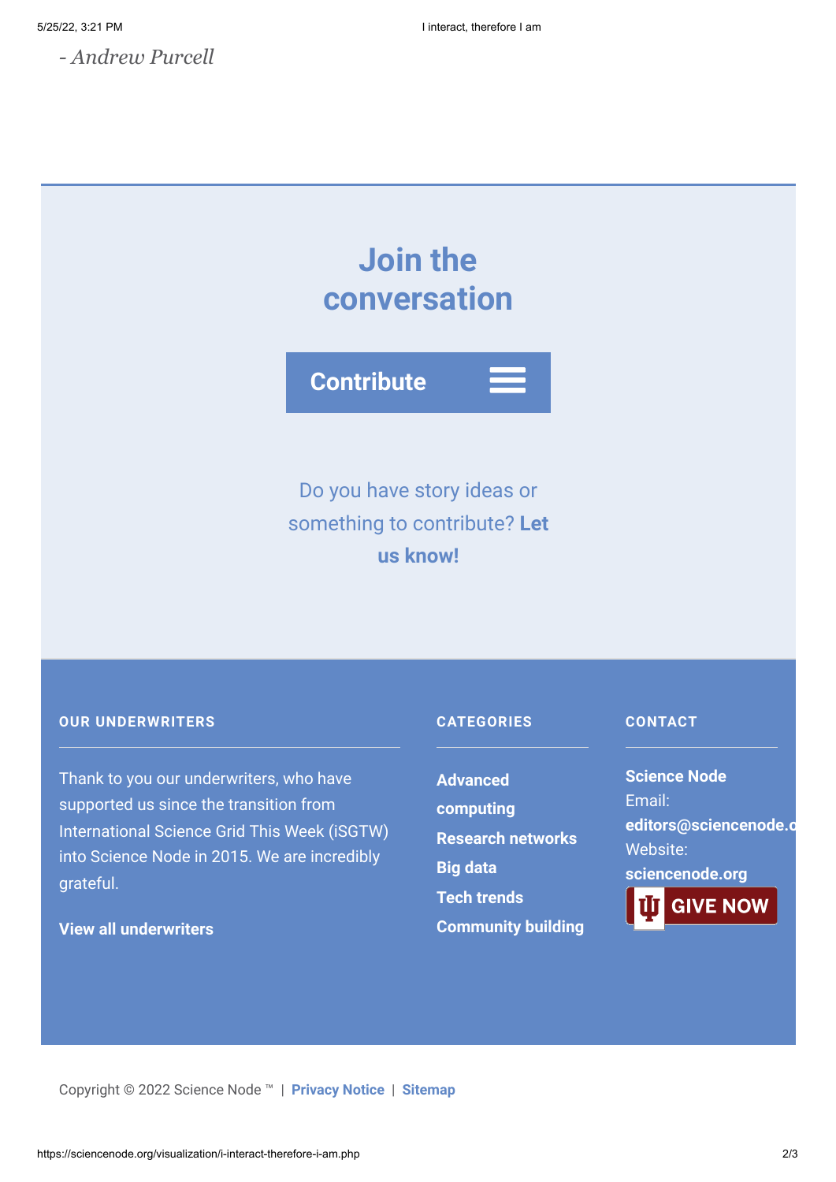*- Andrew Purcell*

## Join the conversation

Contribute

Do you have story ideas or something to contribute? **Let us know!**

**OUR UNDERWRITERS**

Thank to you our underwriters, who have supported us since the transition from International Science Grid This Week (iSGTW) into Science Node in 2015. We are incredibly grateful.

**View all underwriters**

**CATEGORIES**

- **Advanced computing**
- **Research networks**
- **Big data**
- **Tech trends**
- **Community building**

**CONTACT**

**Science Node**
Email:
**editors@sciencenode.o**
Website:
**sciencenode.org**

GIVE NOW

Copyright © 2022 Science Node ™ | **Privacy Notice** | **Sitemap**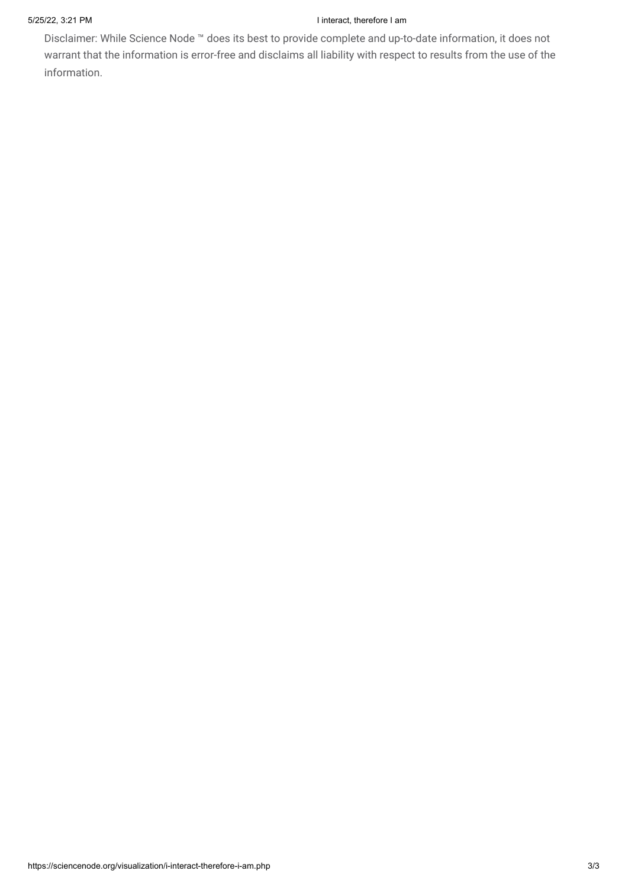Disclaimer: While Science Node ™ does its best to provide complete and up-to-date information, it does not warrant that the information is error-free and disclaims all liability with respect to results from the use of the information.